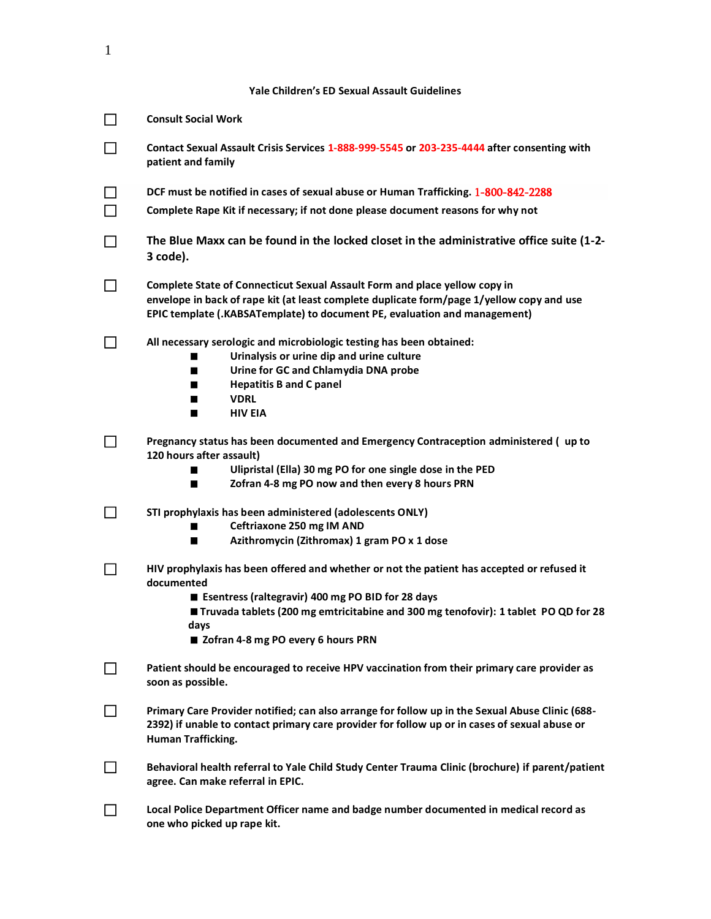# Yale Children's ED Sexual Assault Guidelines

- [ ] **Consult Social Work**

- [ ] **Contact Sexual Assault Crisis Services 1-888-999-5545 or 203-235-4444 after consenting with patient and family**

- [ ] **DCF must be notified in cases of sexual abuse or Human Trafficking. 1-800-842-2288**

- [ ] **Complete Rape Kit if necessary; if not done please document reasons for why not**

- [ ] **The Blue Maxx can be found in the locked closet in the administrative office suite (1-2-3 code).**

- [ ] **Complete State of Connecticut Sexual Assault Form and place yellow copy in envelope in back of rape kit (at least complete duplicate form/page 1/yellow copy and use EPIC template (.KABSATemplate) to document PE, evaluation and management)**

- [ ] **All necessary serologic and microbiologic testing has been obtained:**
  - **Urinalysis or urine dip and urine culture**
  - **Urine for GC and Chlamydia DNA probe**
  - **Hepatitis B and C panel**
  - **VDRL**
  - **HIV EIA**

- [ ] **Pregnancy status has been documented and Emergency Contraception administered ( up to 120 hours after assault)**
  - **Ulipristal (Ella) 30 mg PO for one single dose in the PED**
  - **Zofran 4-8 mg PO now and then every 8 hours PRN**

- [ ] **STI prophylaxis has been administered (adolescents ONLY)**
  - **Ceftriaxone 250 mg IM AND**
  - **Azithromycin (Zithromax) 1 gram PO x 1 dose**

- [ ] **HIV prophylaxis has been offered and whether or not the patient has accepted or refused it documented**
  - **Esentress (raltegravir) 400 mg PO BID for 28 days**
  - **Truvada tablets (200 mg emtricitabine and 300 mg tenofovir): 1 tablet PO QD for 28 days**
  - **Zofran 4-8 mg PO every 6 hours PRN**

- [ ] **Patient should be encouraged to receive HPV vaccination from their primary care provider as soon as possible.**

- [ ] **Primary Care Provider notified; can also arrange for follow up in the Sexual Abuse Clinic (688-2392) if unable to contact primary care provider for follow up or in cases of sexual abuse or Human Trafficking.**

- [ ] **Behavioral health referral to Yale Child Study Center Trauma Clinic (brochure) if parent/patient agree. Can make referral in EPIC.**

- [ ] **Local Police Department Officer name and badge number documented in medical record as one who picked up rape kit.**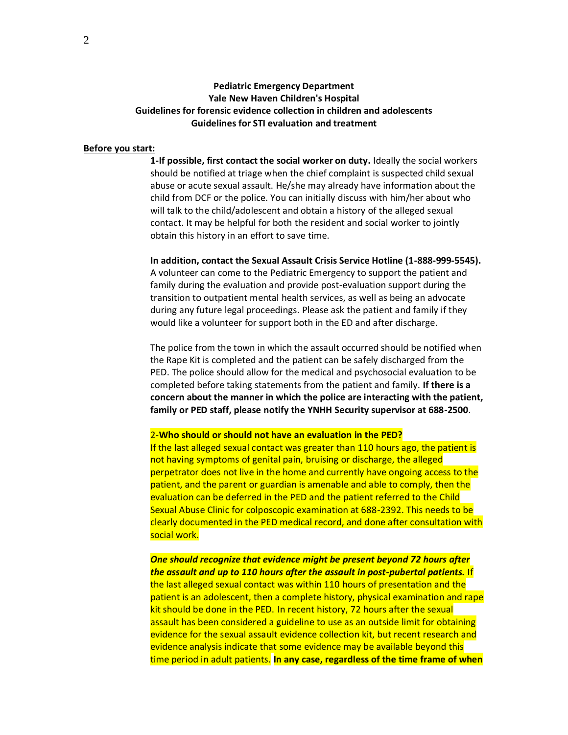**Pediatric Emergency Department**
**Yale New Haven Children's Hospital**
**Guidelines for forensic evidence collection in children and adolescents**
**Guidelines for STI evaluation and treatment**

**Before you start:**

**1-If possible, first contact the social worker on duty.** Ideally the social workers should be notified at triage when the chief complaint is suspected child sexual abuse or acute sexual assault. He/she may already have information about the child from DCF or the police. You can initially discuss with him/her about who will talk to the child/adolescent and obtain a history of the alleged sexual contact. It may be helpful for both the resident and social worker to jointly obtain this history in an effort to save time.

**In addition, contact the Sexual Assault Crisis Service Hotline (1-888-999-5545).** A volunteer can come to the Pediatric Emergency to support the patient and family during the evaluation and provide post-evaluation support during the transition to outpatient mental health services, as well as being an advocate during any future legal proceedings. Please ask the patient and family if they would like a volunteer for support both in the ED and after discharge.

The police from the town in which the assault occurred should be notified when the Rape Kit is completed and the patient can be safely discharged from the PED. The police should allow for the medical and psychosocial evaluation to be completed before taking statements from the patient and family. **If there is a concern about the manner in which the police are interacting with the patient, family or PED staff, please notify the YNHH Security supervisor at 688-2500**.

2-**Who should or should not have an evaluation in the PED?**
If the last alleged sexual contact was greater than 110 hours ago, the patient is not having symptoms of genital pain, bruising or discharge, the alleged perpetrator does not live in the home and currently have ongoing access to the patient, and the parent or guardian is amenable and able to comply, then the evaluation can be deferred in the PED and the patient referred to the Child Sexual Abuse Clinic for colposcopic examination at 688-2392. This needs to be clearly documented in the PED medical record, and done after consultation with social work.

***One should recognize that evidence might be present beyond 72 hours after the assault and up to 110 hours after the assault in post-pubertal patients.*** If the last alleged sexual contact was within 110 hours of presentation and the patient is an adolescent, then a complete history, physical examination and rape kit should be done in the PED. In recent history, 72 hours after the sexual assault has been considered a guideline to use as an outside limit for obtaining evidence for the sexual assault evidence collection kit, but recent research and evidence analysis indicate that some evidence may be available beyond this time period in adult patients. **In any case, regardless of the time frame of when**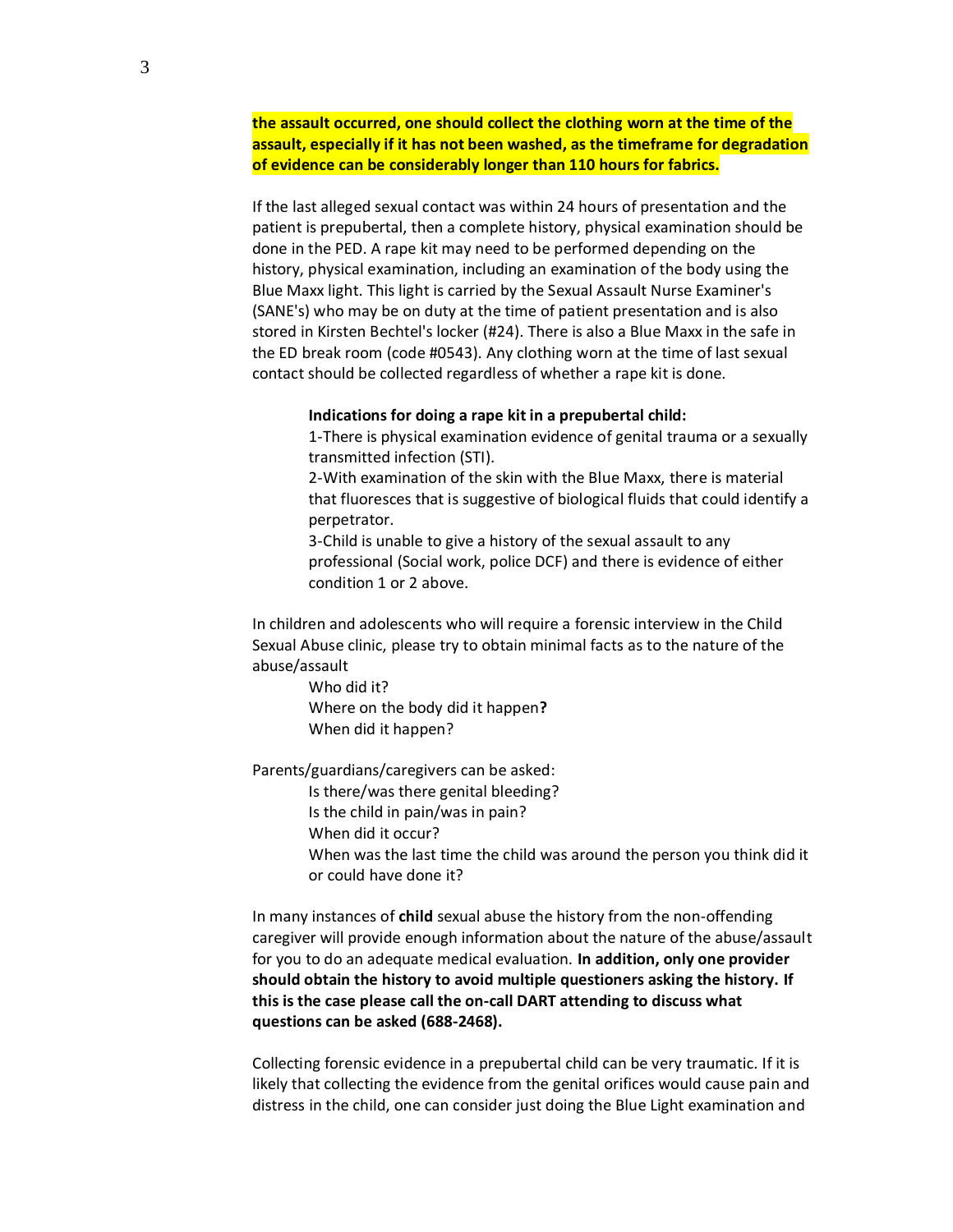**the assault occurred, one should collect the clothing worn at the time of the assault, especially if it has not been washed, as the timeframe for degradation of evidence can be considerably longer than 110 hours for fabrics.**

If the last alleged sexual contact was within 24 hours of presentation and the patient is prepubertal, then a complete history, physical examination should be done in the PED. A rape kit may need to be performed depending on the history, physical examination, including an examination of the body using the Blue Maxx light. This light is carried by the Sexual Assault Nurse Examiner's (SANE's) who may be on duty at the time of patient presentation and is also stored in Kirsten Bechtel's locker (#24). There is also a Blue Maxx in the safe in the ED break room (code #0543). Any clothing worn at the time of last sexual contact should be collected regardless of whether a rape kit is done.

**Indications for doing a rape kit in a prepubertal child:**

1-There is physical examination evidence of genital trauma or a sexually transmitted infection (STI).

2-With examination of the skin with the Blue Maxx, there is material that fluoresces that is suggestive of biological fluids that could identify a perpetrator.

3-Child is unable to give a history of the sexual assault to any professional (Social work, police DCF) and there is evidence of either condition 1 or 2 above.

In children and adolescents who will require a forensic interview in the Child Sexual Abuse clinic, please try to obtain minimal facts as to the nature of the abuse/assault

Who did it?
Where on the body did it happen**?**
When did it happen?

Parents/guardians/caregivers can be asked:

Is there/was there genital bleeding?
Is the child in pain/was in pain?
When did it occur?
When was the last time the child was around the person you think did it or could have done it?

In many instances of **child** sexual abuse the history from the non-offending caregiver will provide enough information about the nature of the abuse/assault for you to do an adequate medical evaluation. **In addition, only one provider should obtain the history to avoid multiple questioners asking the history. If this is the case please call the on-call DART attending to discuss what questions can be asked (688-2468).**

Collecting forensic evidence in a prepubertal child can be very traumatic. If it is likely that collecting the evidence from the genital orifices would cause pain and distress in the child, one can consider just doing the Blue Light examination and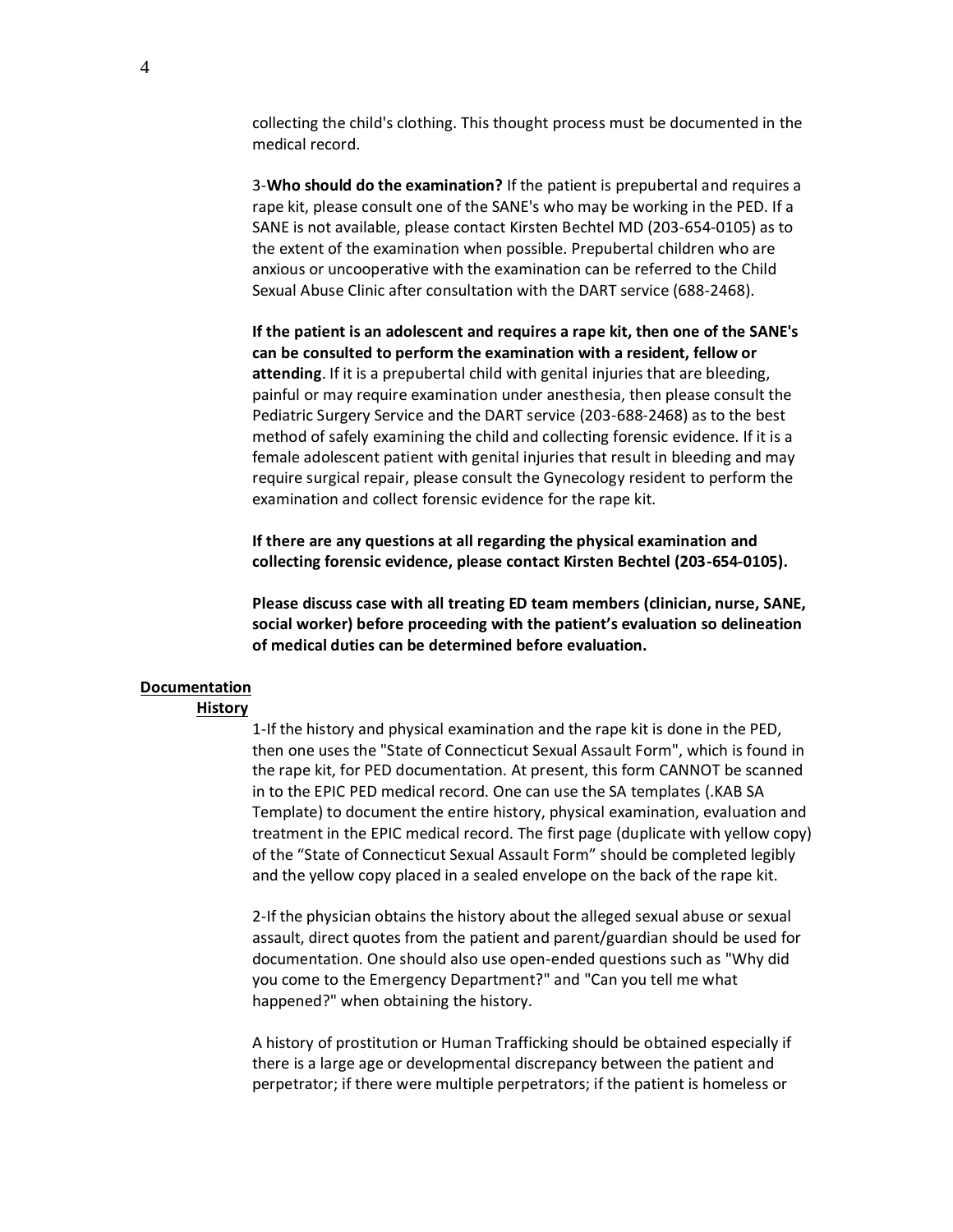collecting the child's clothing. This thought process must be documented in the medical record.

3-**Who should do the examination?** If the patient is prepubertal and requires a rape kit, please consult one of the SANE's who may be working in the PED. If a SANE is not available, please contact Kirsten Bechtel MD (203-654-0105) as to the extent of the examination when possible. Prepubertal children who are anxious or uncooperative with the examination can be referred to the Child Sexual Abuse Clinic after consultation with the DART service (688-2468).

**If the patient is an adolescent and requires a rape kit, then one of the SANE's can be consulted to perform the examination with a resident, fellow or attending**. If it is a prepubertal child with genital injuries that are bleeding, painful or may require examination under anesthesia, then please consult the Pediatric Surgery Service and the DART service (203-688-2468) as to the best method of safely examining the child and collecting forensic evidence. If it is a female adolescent patient with genital injuries that result in bleeding and may require surgical repair, please consult the Gynecology resident to perform the examination and collect forensic evidence for the rape kit.

**If there are any questions at all regarding the physical examination and collecting forensic evidence, please contact Kirsten Bechtel (203-654-0105).**

**Please discuss case with all treating ED team members (clinician, nurse, SANE, social worker) before proceeding with the patient's evaluation so delineation of medical duties can be determined before evaluation.**

## Documentation

### History

1-If the history and physical examination and the rape kit is done in the PED, then one uses the "State of Connecticut Sexual Assault Form", which is found in the rape kit, for PED documentation. At present, this form CANNOT be scanned in to the EPIC PED medical record. One can use the SA templates (.KAB SA Template) to document the entire history, physical examination, evaluation and treatment in the EPIC medical record. The first page (duplicate with yellow copy) of the "State of Connecticut Sexual Assault Form" should be completed legibly and the yellow copy placed in a sealed envelope on the back of the rape kit.

2-If the physician obtains the history about the alleged sexual abuse or sexual assault, direct quotes from the patient and parent/guardian should be used for documentation. One should also use open-ended questions such as "Why did you come to the Emergency Department?" and "Can you tell me what happened?" when obtaining the history.

A history of prostitution or Human Trafficking should be obtained especially if there is a large age or developmental discrepancy between the patient and perpetrator; if there were multiple perpetrators; if the patient is homeless or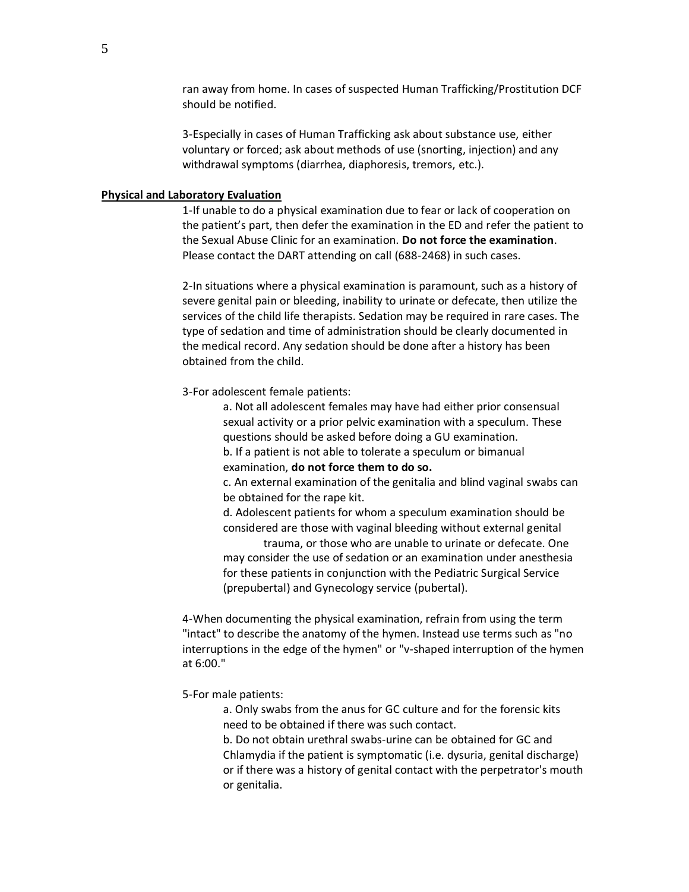ran away from home. In cases of suspected Human Trafficking/Prostitution DCF should be notified.

3-Especially in cases of Human Trafficking ask about substance use, either voluntary or forced; ask about methods of use (snorting, injection) and any withdrawal symptoms (diarrhea, diaphoresis, tremors, etc.).

**Physical and Laboratory Evaluation**

1-If unable to do a physical examination due to fear or lack of cooperation on the patient's part, then defer the examination in the ED and refer the patient to the Sexual Abuse Clinic for an examination. **Do not force the examination**. Please contact the DART attending on call (688-2468) in such cases.

2-In situations where a physical examination is paramount, such as a history of severe genital pain or bleeding, inability to urinate or defecate, then utilize the services of the child life therapists. Sedation may be required in rare cases. The type of sedation and time of administration should be clearly documented in the medical record. Any sedation should be done after a history has been obtained from the child.

3-For adolescent female patients:

a. Not all adolescent females may have had either prior consensual sexual activity or a prior pelvic examination with a speculum. These questions should be asked before doing a GU examination.

b. If a patient is not able to tolerate a speculum or bimanual examination, **do not force them to do so.**

c. An external examination of the genitalia and blind vaginal swabs can be obtained for the rape kit.

d. Adolescent patients for whom a speculum examination should be considered are those with vaginal bleeding without external genital trauma, or those who are unable to urinate or defecate. One may consider the use of sedation or an examination under anesthesia for these patients in conjunction with the Pediatric Surgical Service (prepubertal) and Gynecology service (pubertal).

4-When documenting the physical examination, refrain from using the term "intact" to describe the anatomy of the hymen. Instead use terms such as "no interruptions in the edge of the hymen" or "v-shaped interruption of the hymen at 6:00."

5-For male patients:

a. Only swabs from the anus for GC culture and for the forensic kits need to be obtained if there was such contact.

b. Do not obtain urethral swabs-urine can be obtained for GC and Chlamydia if the patient is symptomatic (i.e. dysuria, genital discharge) or if there was a history of genital contact with the perpetrator's mouth or genitalia.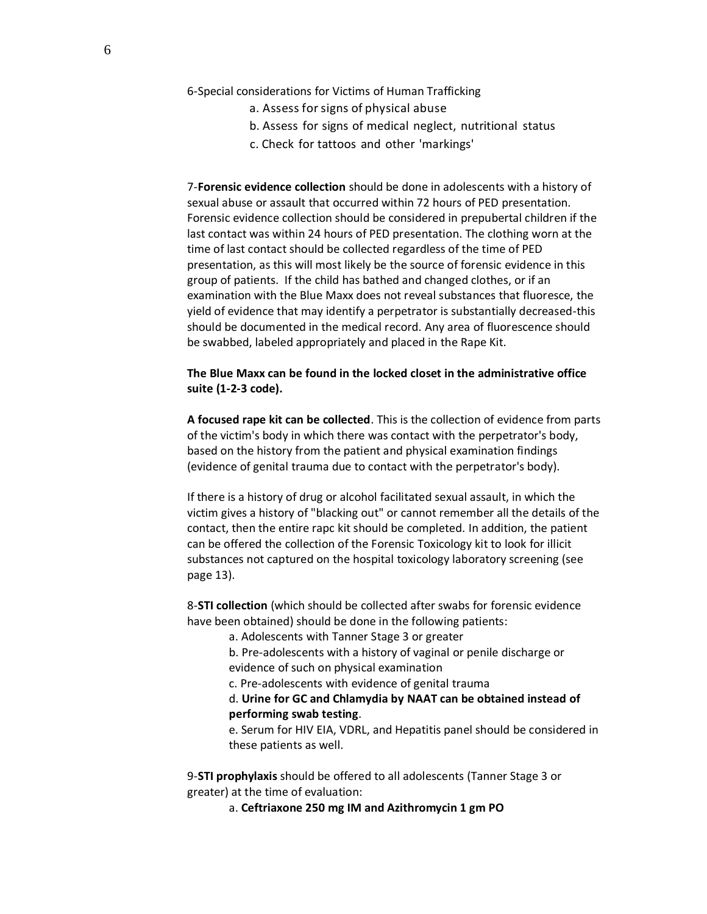6-Special considerations for Victims of Human Trafficking

a. Assess for signs of physical abuse
b. Assess for signs of medical neglect, nutritional status
c. Check for tattoos and other 'markings'

7-**Forensic evidence collection** should be done in adolescents with a history of sexual abuse or assault that occurred within 72 hours of PED presentation. Forensic evidence collection should be considered in prepubertal children if the last contact was within 24 hours of PED presentation. The clothing worn at the time of last contact should be collected regardless of the time of PED presentation, as this will most likely be the source of forensic evidence in this group of patients. If the child has bathed and changed clothes, or if an examination with the Blue Maxx does not reveal substances that fluoresce, the yield of evidence that may identify a perpetrator is substantially decreased-this should be documented in the medical record. Any area of fluorescence should be swabbed, labeled appropriately and placed in the Rape Kit.

**The Blue Maxx can be found in the locked closet in the administrative office suite (1-2-3 code).**

**A focused rape kit can be collected**. This is the collection of evidence from parts of the victim's body in which there was contact with the perpetrator's body, based on the history from the patient and physical examination findings (evidence of genital trauma due to contact with the perpetrator's body).

If there is a history of drug or alcohol facilitated sexual assault, in which the victim gives a history of "blacking out" or cannot remember all the details of the contact, then the entire rapc kit should be completed. In addition, the patient can be offered the collection of the Forensic Toxicology kit to look for illicit substances not captured on the hospital toxicology laboratory screening (see page 13).

8-**STI collection** (which should be collected after swabs for forensic evidence have been obtained) should be done in the following patients:

a. Adolescents with Tanner Stage 3 or greater
b. Pre-adolescents with a history of vaginal or penile discharge or evidence of such on physical examination
c. Pre-adolescents with evidence of genital trauma
d. **Urine for GC and Chlamydia by NAAT can be obtained instead of performing swab testing**.
e. Serum for HIV EIA, VDRL, and Hepatitis panel should be considered in these patients as well.

9-**STI prophylaxis** should be offered to all adolescents (Tanner Stage 3 or greater) at the time of evaluation:

a. **Ceftriaxone 250 mg IM and Azithromycin 1 gm PO**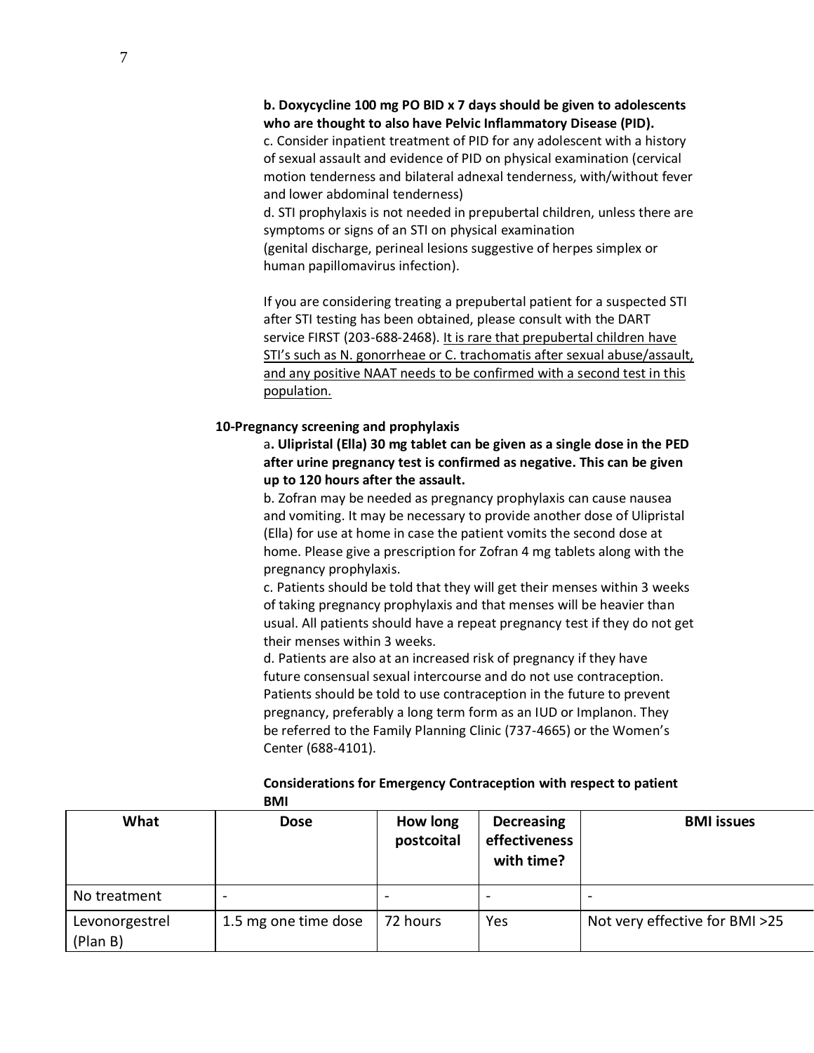**b. Doxycycline 100 mg PO BID x 7 days should be given to adolescents who are thought to also have Pelvic Inflammatory Disease (PID).**

c. Consider inpatient treatment of PID for any adolescent with a history of sexual assault and evidence of PID on physical examination (cervical motion tenderness and bilateral adnexal tenderness, with/without fever and lower abdominal tenderness)

d. STI prophylaxis is not needed in prepubertal children, unless there are symptoms or signs of an STI on physical examination (genital discharge, perineal lesions suggestive of herpes simplex or human papillomavirus infection).

If you are considering treating a prepubertal patient for a suspected STI after STI testing has been obtained, please consult with the DART service FIRST (203-688-2468). <u>It is rare that prepubertal children have STI's such as N. gonorrheae or C. trachomatis after sexual abuse/assault, and any positive NAAT needs to be confirmed with a second test in this population.</u>

**10-Pregnancy screening and prophylaxis**

a**. Ulipristal (Ella) 30 mg tablet can be given as a single dose in the PED after urine pregnancy test is confirmed as negative. This can be given up to 120 hours after the assault.**

b. Zofran may be needed as pregnancy prophylaxis can cause nausea and vomiting. It may be necessary to provide another dose of Ulipristal (Ella) for use at home in case the patient vomits the second dose at home. Please give a prescription for Zofran 4 mg tablets along with the pregnancy prophylaxis.

c. Patients should be told that they will get their menses within 3 weeks of taking pregnancy prophylaxis and that menses will be heavier than usual. All patients should have a repeat pregnancy test if they do not get their menses within 3 weeks.

d. Patients are also at an increased risk of pregnancy if they have future consensual sexual intercourse and do not use contraception. Patients should be told to use contraception in the future to prevent pregnancy, preferably a long term form as an IUD or Implanon. They be referred to the Family Planning Clinic (737-4665) or the Women's Center (688-4101).

**Considerations for Emergency Contraception with respect to patient BMI**

| What | Dose | How long postcoital | Decreasing effectiveness with time? | BMI issues |
| --- | --- | --- | --- | --- |
| No treatment | - | - | - | - |
| Levonorgestrel (Plan B) | 1.5 mg one time dose | 72 hours | Yes | Not very effective for BMI >25 |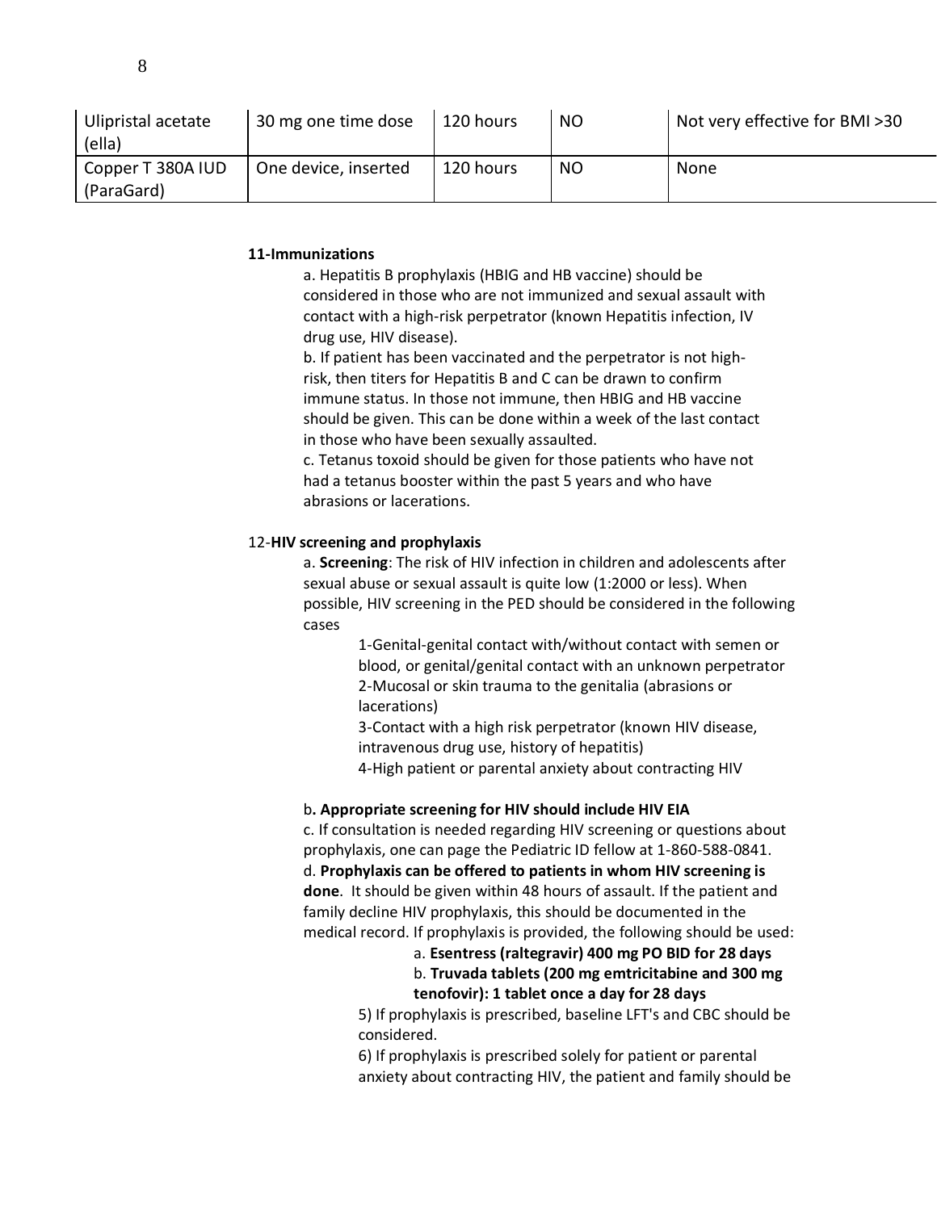| Ulipristal acetate (ella) | 30 mg one time dose | 120 hours | NO | Not very effective for BMI >30 |
|---|---|---|---|---|
| Copper T 380A IUD (ParaGard) | One device, inserted | 120 hours | NO | None |

**11-Immunizations**

a. Hepatitis B prophylaxis (HBIG and HB vaccine) should be considered in those who are not immunized and sexual assault with contact with a high-risk perpetrator (known Hepatitis infection, IV drug use, HIV disease).

b. If patient has been vaccinated and the perpetrator is not high-risk, then titers for Hepatitis B and C can be drawn to confirm immune status. In those not immune, then HBIG and HB vaccine should be given. This can be done within a week of the last contact in those who have been sexually assaulted.

c. Tetanus toxoid should be given for those patients who have not had a tetanus booster within the past 5 years and who have abrasions or lacerations.

12-**HIV screening and prophylaxis**

a. **Screening**: The risk of HIV infection in children and adolescents after sexual abuse or sexual assault is quite low (1:2000 or less). When possible, HIV screening in the PED should be considered in the following cases

1-Genital-genital contact with/without contact with semen or blood, or genital/genital contact with an unknown perpetrator
2-Mucosal or skin trauma to the genitalia (abrasions or lacerations)
3-Contact with a high risk perpetrator (known HIV disease, intravenous drug use, history of hepatitis)
4-High patient or parental anxiety about contracting HIV

b**. Appropriate screening for HIV should include HIV EIA**

c. If consultation is needed regarding HIV screening or questions about prophylaxis, one can page the Pediatric ID fellow at 1-860-588-0841.

d. **Prophylaxis can be offered to patients in whom HIV screening is done**. It should be given within 48 hours of assault. If the patient and family decline HIV prophylaxis, this should be documented in the medical record. If prophylaxis is provided, the following should be used:

a. **Esentress (raltegravir) 400 mg PO BID for 28 days**
b. **Truvada tablets (200 mg emtricitabine and 300 mg tenofovir): 1 tablet once a day for 28 days**

5) If prophylaxis is prescribed, baseline LFT's and CBC should be considered.

6) If prophylaxis is prescribed solely for patient or parental anxiety about contracting HIV, the patient and family should be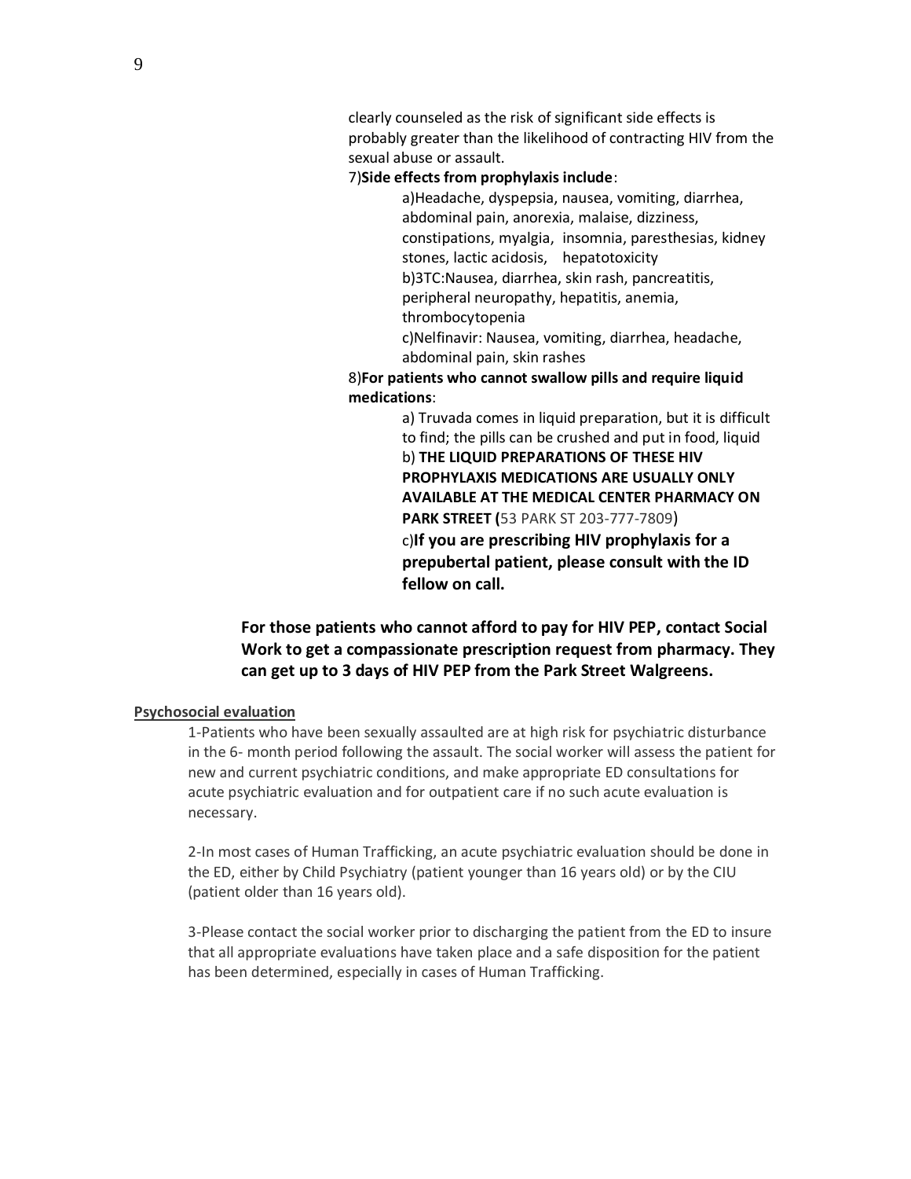clearly counseled as the risk of significant side effects is probably greater than the likelihood of contracting HIV from the sexual abuse or assault.

7)**Side effects from prophylaxis include**:

a)Headache, dyspepsia, nausea, vomiting, diarrhea, abdominal pain, anorexia, malaise, dizziness, constipations, myalgia, insomnia, paresthesias, kidney stones, lactic acidosis, hepatotoxicity

b)3TC:Nausea, diarrhea, skin rash, pancreatitis, peripheral neuropathy, hepatitis, anemia, thrombocytopenia

c)Nelfinavir: Nausea, vomiting, diarrhea, headache, abdominal pain, skin rashes

8)**For patients who cannot swallow pills and require liquid medications**:

a) Truvada comes in liquid preparation, but it is difficult to find; the pills can be crushed and put in food, liquid

b) **THE LIQUID PREPARATIONS OF THESE HIV PROPHYLAXIS MEDICATIONS ARE USUALLY ONLY AVAILABLE AT THE MEDICAL CENTER PHARMACY ON PARK STREET (**53 PARK ST 203-777-7809)

c)**If you are prescribing HIV prophylaxis for a prepubertal patient, please consult with the ID fellow on call.**

**For those patients who cannot afford to pay for HIV PEP, contact Social Work to get a compassionate prescription request from pharmacy. They can get up to 3 days of HIV PEP from the Park Street Walgreens.**

<u>**Psychosocial evaluation**</u>

1-Patients who have been sexually assaulted are at high risk for psychiatric disturbance in the 6- month period following the assault. The social worker will assess the patient for new and current psychiatric conditions, and make appropriate ED consultations for acute psychiatric evaluation and for outpatient care if no such acute evaluation is necessary.

2-In most cases of Human Trafficking, an acute psychiatric evaluation should be done in the ED, either by Child Psychiatry (patient younger than 16 years old) or by the CIU (patient older than 16 years old).

3-Please contact the social worker prior to discharging the patient from the ED to insure that all appropriate evaluations have taken place and a safe disposition for the patient has been determined, especially in cases of Human Trafficking.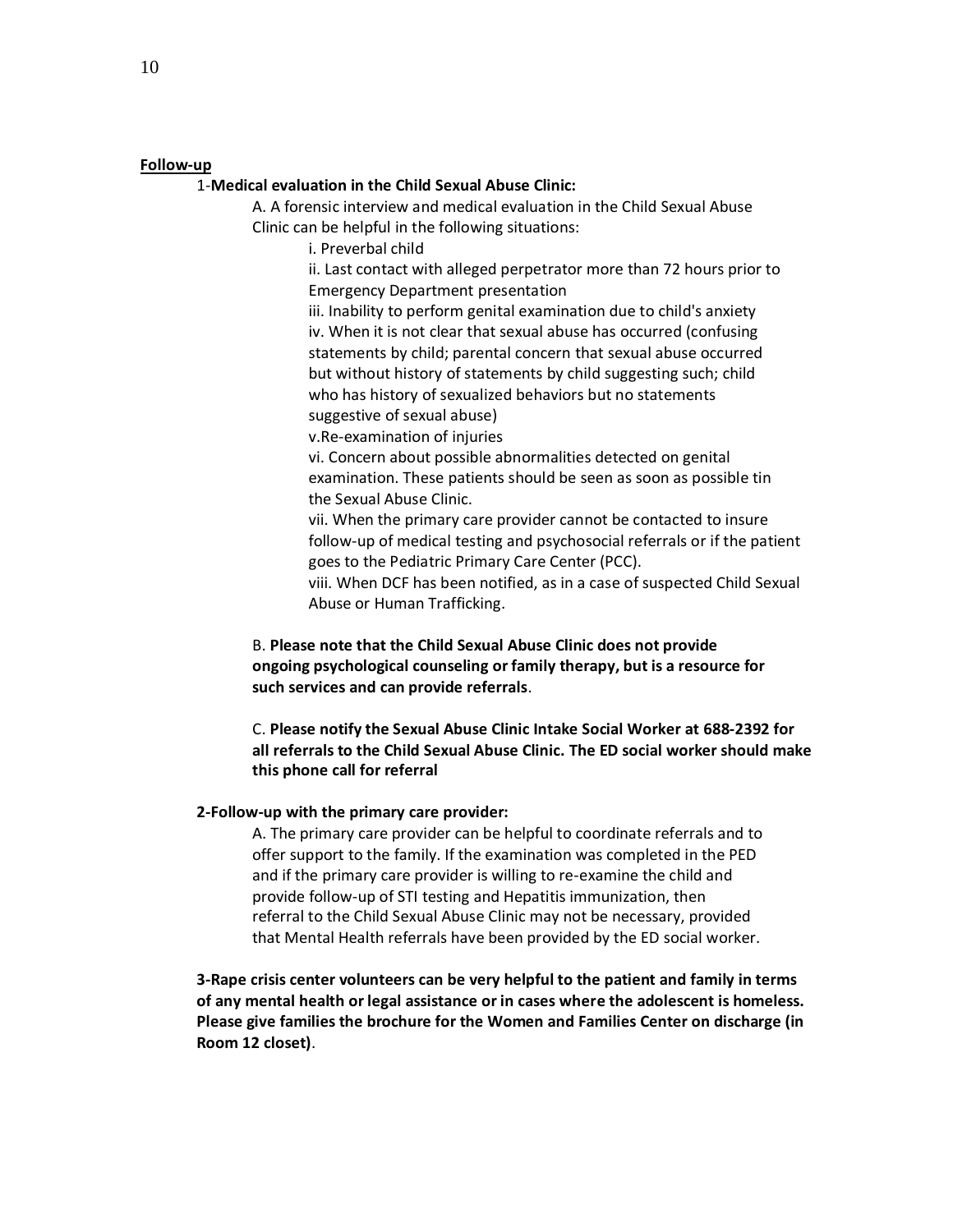**<u>Follow-up</u>**

1-**Medical evaluation in the Child Sexual Abuse Clinic:**

A. A forensic interview and medical evaluation in the Child Sexual Abuse Clinic can be helpful in the following situations:

i. Preverbal child

ii. Last contact with alleged perpetrator more than 72 hours prior to Emergency Department presentation

iii. Inability to perform genital examination due to child's anxiety

iv. When it is not clear that sexual abuse has occurred (confusing statements by child; parental concern that sexual abuse occurred but without history of statements by child suggesting such; child who has history of sexualized behaviors but no statements suggestive of sexual abuse)

v.Re-examination of injuries

vi. Concern about possible abnormalities detected on genital examination. These patients should be seen as soon as possible tin the Sexual Abuse Clinic.

vii. When the primary care provider cannot be contacted to insure follow-up of medical testing and psychosocial referrals or if the patient goes to the Pediatric Primary Care Center (PCC).

viii. When DCF has been notified, as in a case of suspected Child Sexual Abuse or Human Trafficking.

B. **Please note that the Child Sexual Abuse Clinic does not provide ongoing psychological counseling or family therapy, but is a resource for such services and can provide referrals**.

C. **Please notify the Sexual Abuse Clinic Intake Social Worker at 688-2392 for all referrals to the Child Sexual Abuse Clinic. The ED social worker should make this phone call for referral**

**2-Follow-up with the primary care provider:**

A. The primary care provider can be helpful to coordinate referrals and to offer support to the family. If the examination was completed in the PED and if the primary care provider is willing to re-examine the child and provide follow-up of STI testing and Hepatitis immunization, then referral to the Child Sexual Abuse Clinic may not be necessary, provided that Mental Health referrals have been provided by the ED social worker.

**3-Rape crisis center volunteers can be very helpful to the patient and family in terms of any mental health or legal assistance or in cases where the adolescent is homeless. Please give families the brochure for the Women and Families Center on discharge (in Room 12 closet)**.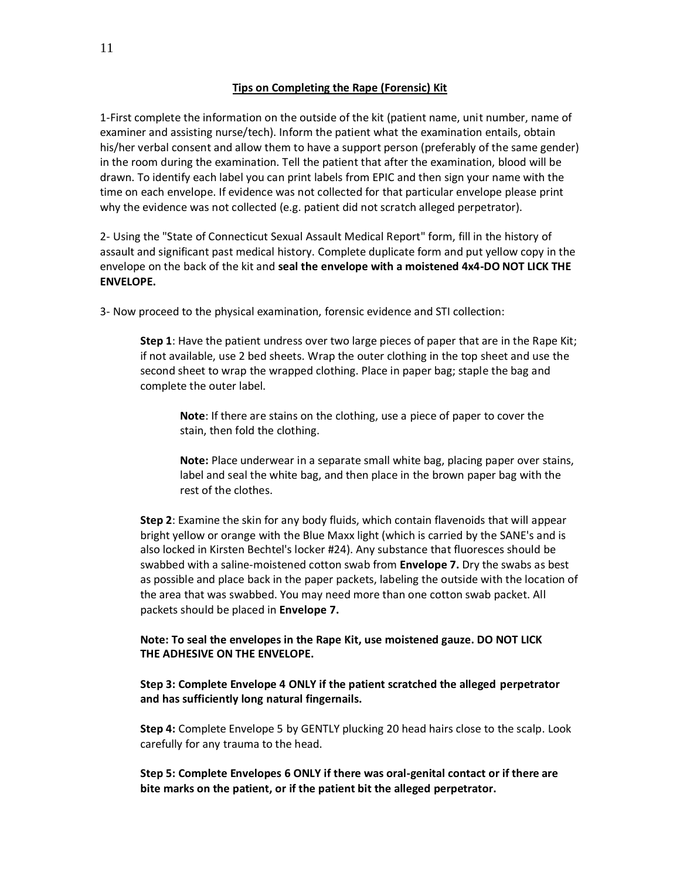## Tips on Completing the Rape (Forensic) Kit

1-First complete the information on the outside of the kit (patient name, unit number, name of examiner and assisting nurse/tech). Inform the patient what the examination entails, obtain his/her verbal consent and allow them to have a support person (preferably of the same gender) in the room during the examination. Tell the patient that after the examination, blood will be drawn. To identify each label you can print labels from EPIC and then sign your name with the time on each envelope. If evidence was not collected for that particular envelope please print why the evidence was not collected (e.g. patient did not scratch alleged perpetrator).

2- Using the "State of Connecticut Sexual Assault Medical Report" form, fill in the history of assault and significant past medical history. Complete duplicate form and put yellow copy in the envelope on the back of the kit and **seal the envelope with a moistened 4x4-DO NOT LICK THE ENVELOPE.**

3- Now proceed to the physical examination, forensic evidence and STI collection:

> **Step 1**: Have the patient undress over two large pieces of paper that are in the Rape Kit; if not available, use 2 bed sheets. Wrap the outer clothing in the top sheet and use the second sheet to wrap the wrapped clothing. Place in paper bag; staple the bag and complete the outer label.
>
> > **Note**: If there are stains on the clothing, use a piece of paper to cover the stain, then fold the clothing.
> >
> > **Note:** Place underwear in a separate small white bag, placing paper over stains, label and seal the white bag, and then place in the brown paper bag with the rest of the clothes.
>
> **Step 2**: Examine the skin for any body fluids, which contain flavenoids that will appear bright yellow or orange with the Blue Maxx light (which is carried by the SANE's and is also locked in Kirsten Bechtel's locker #24). Any substance that fluoresces should be swabbed with a saline-moistened cotton swab from **Envelope 7.** Dry the swabs as best as possible and place back in the paper packets, labeling the outside with the location of the area that was swabbed. You may need more than one cotton swab packet. All packets should be placed in **Envelope 7.**
>
> **Note: To seal the envelopes in the Rape Kit, use moistened gauze. DO NOT LICK THE ADHESIVE ON THE ENVELOPE.**
>
> **Step 3: Complete Envelope 4 ONLY if the patient scratched the alleged perpetrator and has sufficiently long natural fingernails.**
>
> **Step 4:** Complete Envelope 5 by GENTLY plucking 20 head hairs close to the scalp. Look carefully for any trauma to the head.
>
> **Step 5: Complete Envelopes 6 ONLY if there was oral-genital contact or if there are bite marks on the patient, or if the patient bit the alleged perpetrator.**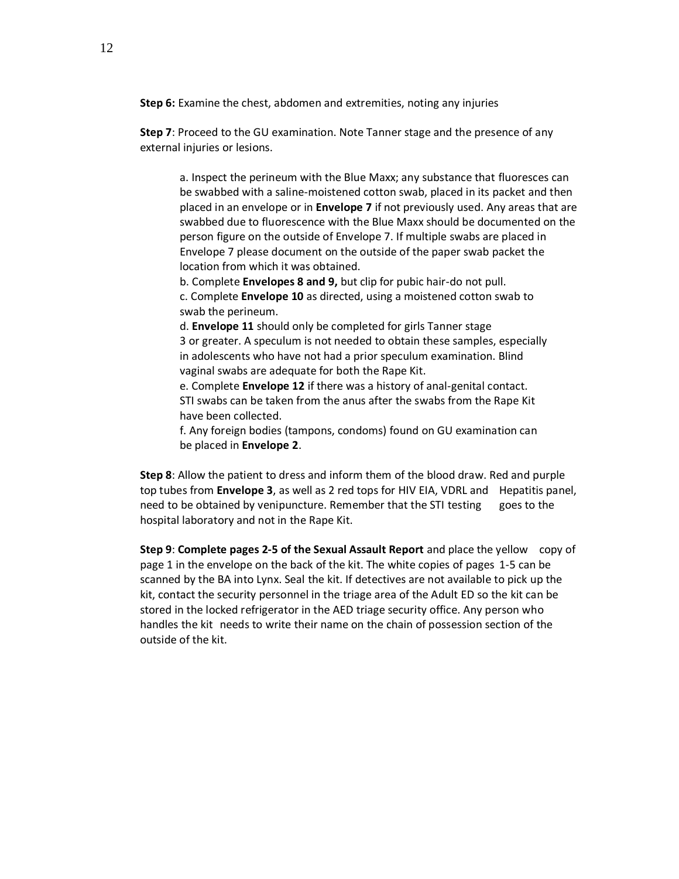**Step 6:** Examine the chest, abdomen and extremities, noting any injuries

**Step 7**: Proceed to the GU examination. Note Tanner stage and the presence of any external injuries or lesions.

> a. Inspect the perineum with the Blue Maxx; any substance that fluoresces can be swabbed with a saline-moistened cotton swab, placed in its packet and then placed in an envelope or in **Envelope 7** if not previously used. Any areas that are swabbed due to fluorescence with the Blue Maxx should be documented on the person figure on the outside of Envelope 7. If multiple swabs are placed in Envelope 7 please document on the outside of the paper swab packet the location from which it was obtained.
> b. Complete **Envelopes 8 and 9,** but clip for pubic hair-do not pull.
> c. Complete **Envelope 10** as directed, using a moistened cotton swab to swab the perineum.
> d. **Envelope 11** should only be completed for girls Tanner stage 3 or greater. A speculum is not needed to obtain these samples, especially in adolescents who have not had a prior speculum examination. Blind vaginal swabs are adequate for both the Rape Kit.
> e. Complete **Envelope 12** if there was a history of anal-genital contact. STI swabs can be taken from the anus after the swabs from the Rape Kit have been collected.
> f. Any foreign bodies (tampons, condoms) found on GU examination can be placed in **Envelope 2**.

**Step 8**: Allow the patient to dress and inform them of the blood draw. Red and purple top tubes from **Envelope 3**, as well as 2 red tops for HIV EIA, VDRL and Hepatitis panel, need to be obtained by venipuncture. Remember that the STI testing goes to the hospital laboratory and not in the Rape Kit.

**Step 9**: **Complete pages 2-5 of the Sexual Assault Report** and place the yellow copy of page 1 in the envelope on the back of the kit. The white copies of pages 1-5 can be scanned by the BA into Lynx. Seal the kit. If detectives are not available to pick up the kit, contact the security personnel in the triage area of the Adult ED so the kit can be stored in the locked refrigerator in the AED triage security office. Any person who handles the kit needs to write their name on the chain of possession section of the outside of the kit.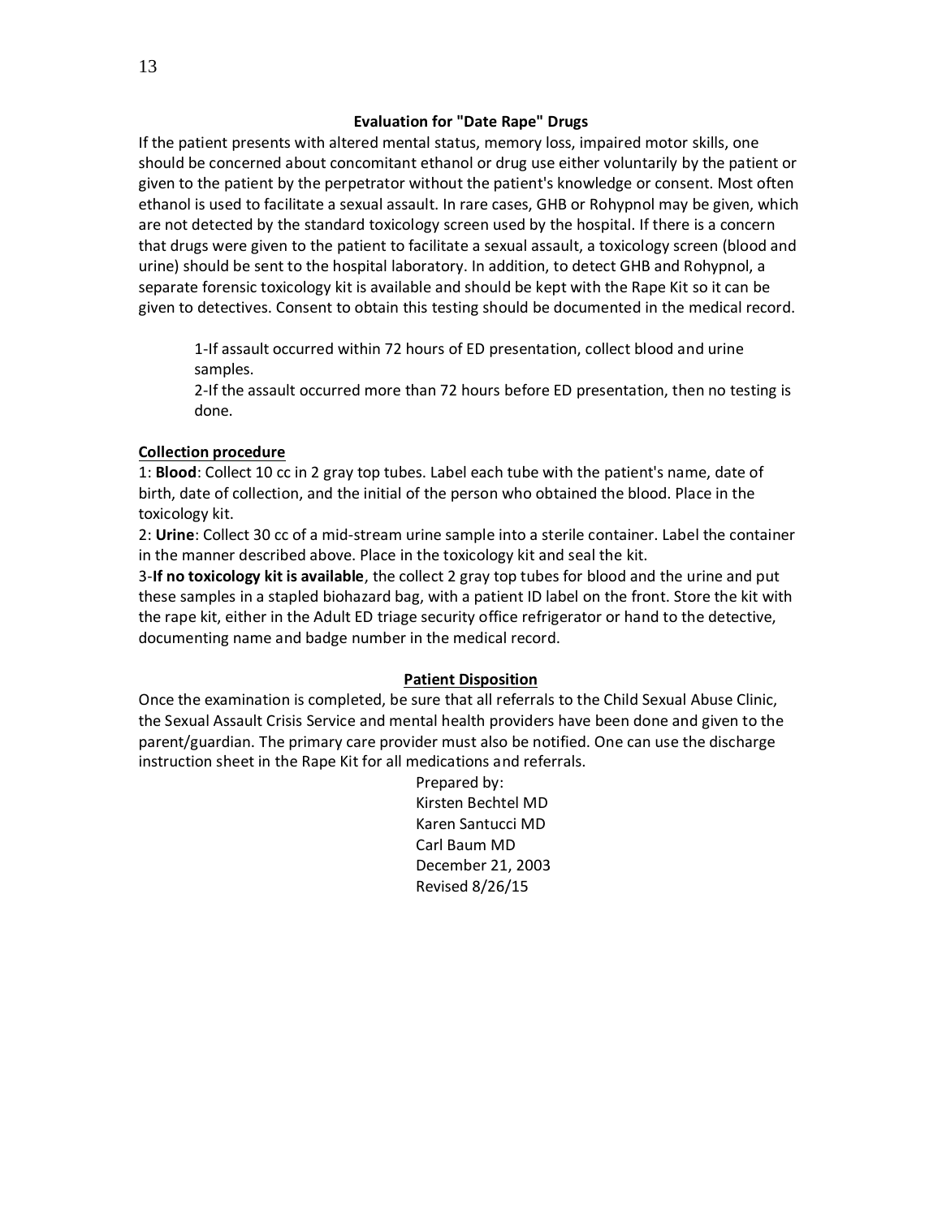## Evaluation for "Date Rape" Drugs

If the patient presents with altered mental status, memory loss, impaired motor skills, one should be concerned about concomitant ethanol or drug use either voluntarily by the patient or given to the patient by the perpetrator without the patient's knowledge or consent. Most often ethanol is used to facilitate a sexual assault. In rare cases, GHB or Rohypnol may be given, which are not detected by the standard toxicology screen used by the hospital. If there is a concern that drugs were given to the patient to facilitate a sexual assault, a toxicology screen (blood and urine) should be sent to the hospital laboratory. In addition, to detect GHB and Rohypnol, a separate forensic toxicology kit is available and should be kept with the Rape Kit so it can be given to detectives. Consent to obtain this testing should be documented in the medical record.

1-If assault occurred within 72 hours of ED presentation, collect blood and urine samples.
2-If the assault occurred more than 72 hours before ED presentation, then no testing is done.

**Collection procedure**

1: **Blood**: Collect 10 cc in 2 gray top tubes. Label each tube with the patient's name, date of birth, date of collection, and the initial of the person who obtained the blood. Place in the toxicology kit.
2: **Urine**: Collect 30 cc of a mid-stream urine sample into a sterile container. Label the container in the manner described above. Place in the toxicology kit and seal the kit.
3-**If no toxicology kit is available**, the collect 2 gray top tubes for blood and the urine and put these samples in a stapled biohazard bag, with a patient ID label on the front. Store the kit with the rape kit, either in the Adult ED triage security office refrigerator or hand to the detective, documenting name and badge number in the medical record.

## Patient Disposition

Once the examination is completed, be sure that all referrals to the Child Sexual Abuse Clinic, the Sexual Assault Crisis Service and mental health providers have been done and given to the parent/guardian. The primary care provider must also be notified. One can use the discharge instruction sheet in the Rape Kit for all medications and referrals.

Prepared by:
Kirsten Bechtel MD
Karen Santucci MD
Carl Baum MD
December 21, 2003
Revised 8/26/15